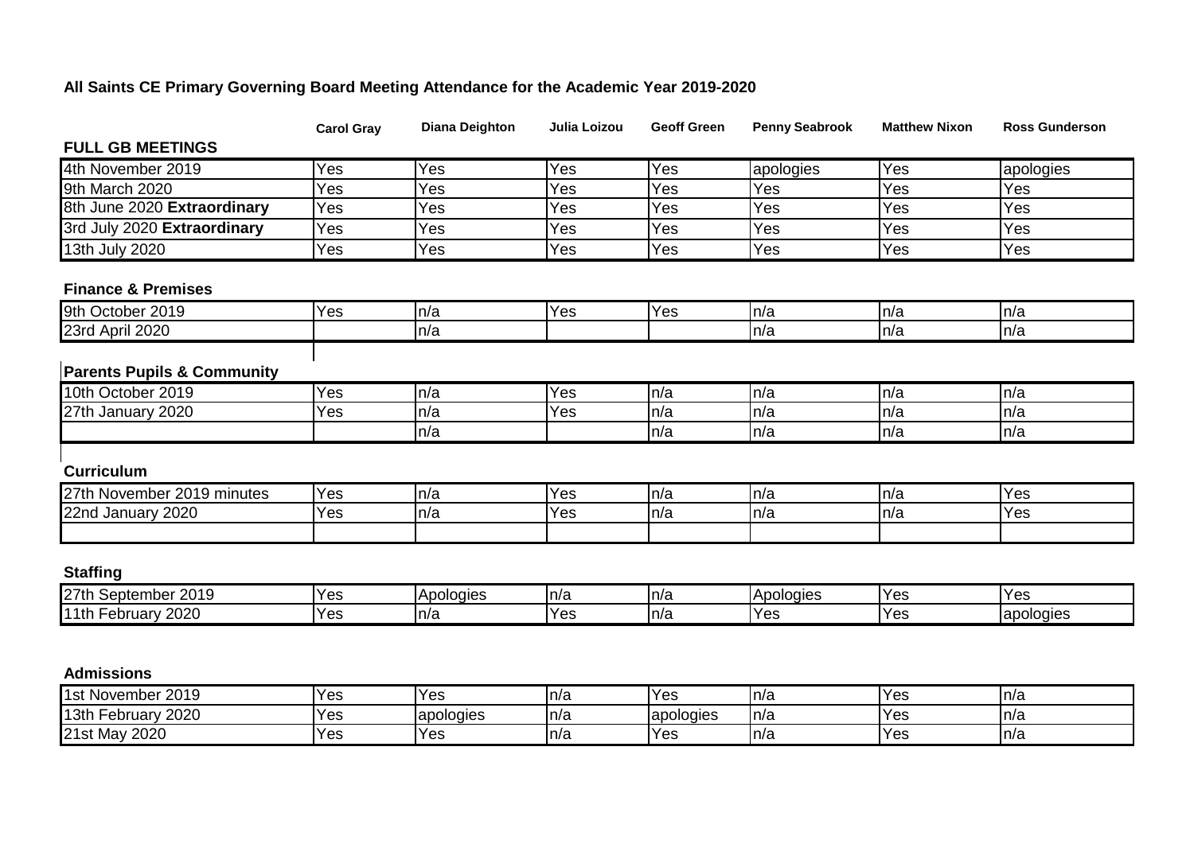## All Saints CE Primary Governing Board Meeting Attendance for the Academic Year 2019-2020

| | Carol Gray | Diana Deighton | Julia Loizou | Geoff Green | Penny Seabrook | Matthew Nixon | Ross Gunderson |
|---|---|---|---|---|---|---|---|
| **FULL GB MEETINGS** | | | | | | | |
| 4th November 2019 | Yes | Yes | Yes | Yes | apologies | Yes | apologies |
| 9th March 2020 | Yes | Yes | Yes | Yes | Yes | Yes | Yes |
| 8th June 2020 **Extraordinary** | Yes | Yes | Yes | Yes | Yes | Yes | Yes |
| 3rd July 2020 **Extraordinary** | Yes | Yes | Yes | Yes | Yes | Yes | Yes |
| 13th July 2020 | Yes | Yes | Yes | Yes | Yes | Yes | Yes |
| **Finance & Premises** | | | | | | | |
| 9th October 2019 | Yes | n/a | Yes | Yes | n/a | n/a | n/a |
| 23rd April 2020 | | n/a | | | n/a | n/a | n/a |
| **Parents Pupils & Community** | | | | | | | |
| 10th October 2019 | Yes | n/a | Yes | n/a | n/a | n/a | n/a |
| 27th January 2020 | Yes | n/a | Yes | n/a | n/a | n/a | n/a |
| | | n/a | | n/a | n/a | n/a | n/a |
| **Curriculum** | | | | | | | |
| 27th November 2019 minutes | Yes | n/a | Yes | n/a | n/a | n/a | Yes |
| 22nd January 2020 | Yes | n/a | Yes | n/a | n/a | n/a | Yes |
| | | | | | | | |
| **Staffing** | | | | | | | |
| 27th September 2019 | Yes | Apologies | n/a | n/a | Apologies | Yes | Yes |
| 11th February 2020 | Yes | n/a | Yes | n/a | Yes | Yes | apologies |
| **Admissions** | | | | | | | |
| 1st November 2019 | Yes | Yes | n/a | Yes | n/a | Yes | n/a |
| 13th February 2020 | Yes | apologies | n/a | apologies | n/a | Yes | n/a |
| 21st May 2020 | Yes | Yes | n/a | Yes | n/a | Yes | n/a |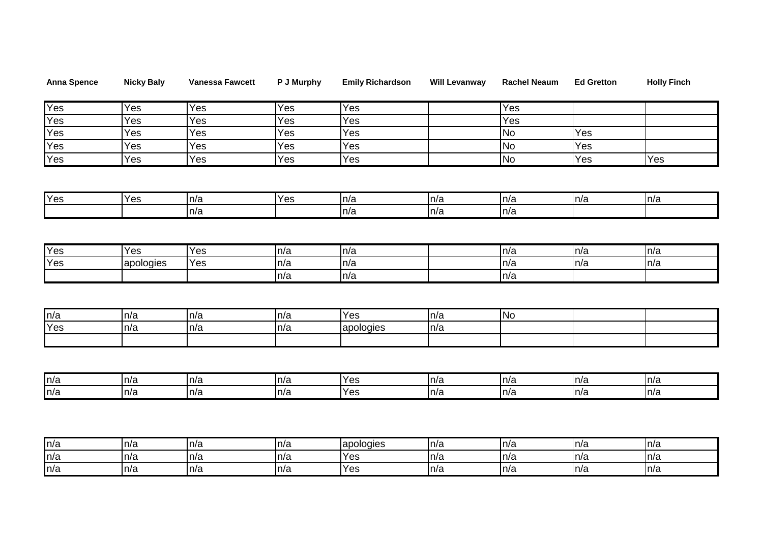| Anna Spence | Nicky Baly | Vanessa Fawcett | P J Murphy | Emily Richardson | Will Levanway | Rachel Neaum | Ed Gretton | Holly Finch |
|---|---|---|---|---|---|---|---|---|
| Yes | Yes | Yes | Yes | Yes | | Yes | | |
| Yes | Yes | Yes | Yes | Yes | | Yes | | |
| Yes | Yes | Yes | Yes | Yes | | No | Yes | |
| Yes | Yes | Yes | Yes | Yes | | No | Yes | |
| Yes | Yes | Yes | Yes | Yes | | No | Yes | Yes |

| | | | | | | | | |
|---|---|---|---|---|---|---|---|---|
| Yes | Yes | n/a | Yes | n/a | n/a | n/a | n/a | n/a |
| | | n/a | | n/a | n/a | n/a | | |

| | | | | | | | | |
|---|---|---|---|---|---|---|---|---|
| Yes | Yes | Yes | n/a | n/a | | n/a | n/a | n/a |
| Yes | apologies | Yes | n/a | n/a | | n/a | n/a | n/a |
| | | | n/a | n/a | | n/a | | |

| | | | | | | | | |
|---|---|---|---|---|---|---|---|---|
| n/a | n/a | n/a | n/a | Yes | n/a | No | | |
| Yes | n/a | n/a | n/a | apologies | n/a | | | |
| | | | | | | | | |

| | | | | | | | | |
|---|---|---|---|---|---|---|---|---|
| n/a | n/a | n/a | n/a | Yes | n/a | n/a | n/a | n/a |
| n/a | n/a | n/a | n/a | Yes | n/a | n/a | n/a | n/a |

| | | | | | | | | |
|---|---|---|---|---|---|---|---|---|
| n/a | n/a | n/a | n/a | apologies | n/a | n/a | n/a | n/a |
| n/a | n/a | n/a | n/a | Yes | n/a | n/a | n/a | n/a |
| n/a | n/a | n/a | n/a | Yes | n/a | n/a | n/a | n/a |